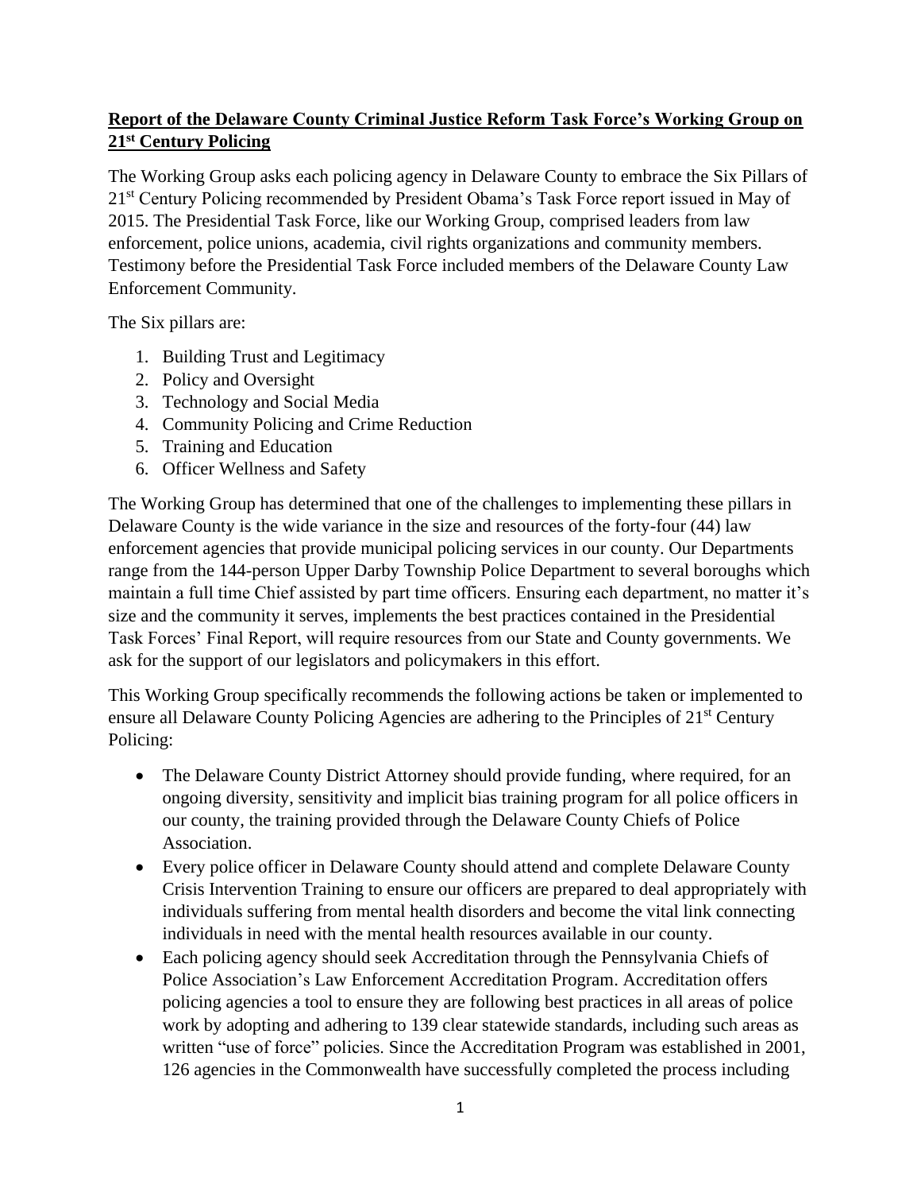## **Report of the Delaware County Criminal Justice Reform Task Force's Working Group on 21st Century Policing**

The Working Group asks each policing agency in Delaware County to embrace the Six Pillars of 21st Century Policing recommended by President Obama's Task Force report issued in May of 2015. The Presidential Task Force, like our Working Group, comprised leaders from law enforcement, police unions, academia, civil rights organizations and community members. Testimony before the Presidential Task Force included members of the Delaware County Law Enforcement Community.

The Six pillars are:

1. Building Trust and Legitimacy
2. Policy and Oversight
3. Technology and Social Media
4. Community Policing and Crime Reduction
5. Training and Education
6. Officer Wellness and Safety

The Working Group has determined that one of the challenges to implementing these pillars in Delaware County is the wide variance in the size and resources of the forty-four (44) law enforcement agencies that provide municipal policing services in our county. Our Departments range from the 144-person Upper Darby Township Police Department to several boroughs which maintain a full time Chief assisted by part time officers. Ensuring each department, no matter it's size and the community it serves, implements the best practices contained in the Presidential Task Forces' Final Report, will require resources from our State and County governments. We ask for the support of our legislators and policymakers in this effort.

This Working Group specifically recommends the following actions be taken or implemented to ensure all Delaware County Policing Agencies are adhering to the Principles of 21st Century Policing:

- The Delaware County District Attorney should provide funding, where required, for an ongoing diversity, sensitivity and implicit bias training program for all police officers in our county, the training provided through the Delaware County Chiefs of Police Association.
- Every police officer in Delaware County should attend and complete Delaware County Crisis Intervention Training to ensure our officers are prepared to deal appropriately with individuals suffering from mental health disorders and become the vital link connecting individuals in need with the mental health resources available in our county.
- Each policing agency should seek Accreditation through the Pennsylvania Chiefs of Police Association's Law Enforcement Accreditation Program. Accreditation offers policing agencies a tool to ensure they are following best practices in all areas of police work by adopting and adhering to 139 clear statewide standards, including such areas as written "use of force" policies. Since the Accreditation Program was established in 2001, 126 agencies in the Commonwealth have successfully completed the process including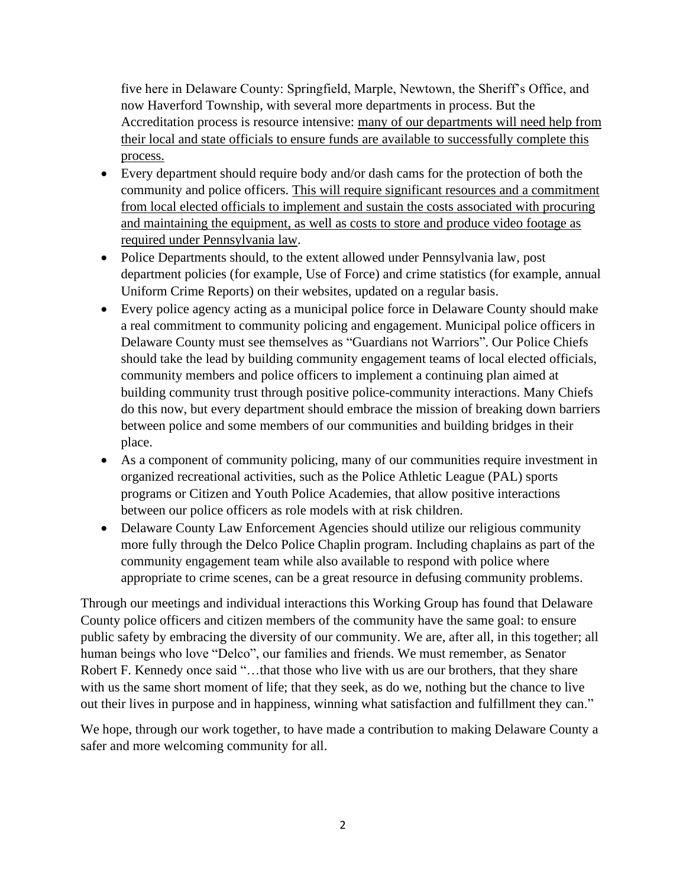five here in Delaware County: Springfield, Marple, Newtown, the Sheriff's Office, and now Haverford Township, with several more departments in process. But the Accreditation process is resource intensive: <u>many of our departments will need help from their local and state officials to ensure funds are available to successfully complete this process.</u>

- Every department should require body and/or dash cams for the protection of both the community and police officers. <u>This will require significant resources and a commitment from local elected officials to implement and sustain the costs associated with procuring and maintaining the equipment, as well as costs to store and produce video footage as required under Pennsylvania law</u>.
- Police Departments should, to the extent allowed under Pennsylvania law, post department policies (for example, Use of Force) and crime statistics (for example, annual Uniform Crime Reports) on their websites, updated on a regular basis.
- Every police agency acting as a municipal police force in Delaware County should make a real commitment to community policing and engagement. Municipal police officers in Delaware County must see themselves as "Guardians not Warriors". Our Police Chiefs should take the lead by building community engagement teams of local elected officials, community members and police officers to implement a continuing plan aimed at building community trust through positive police-community interactions. Many Chiefs do this now, but every department should embrace the mission of breaking down barriers between police and some members of our communities and building bridges in their place.
- As a component of community policing, many of our communities require investment in organized recreational activities, such as the Police Athletic League (PAL) sports programs or Citizen and Youth Police Academies, that allow positive interactions between our police officers as role models with at risk children.
- Delaware County Law Enforcement Agencies should utilize our religious community more fully through the Delco Police Chaplin program. Including chaplains as part of the community engagement team while also available to respond with police where appropriate to crime scenes, can be a great resource in defusing community problems.

Through our meetings and individual interactions this Working Group has found that Delaware County police officers and citizen members of the community have the same goal: to ensure public safety by embracing the diversity of our community. We are, after all, in this together; all human beings who love "Delco", our families and friends. We must remember, as Senator Robert F. Kennedy once said "…that those who live with us are our brothers, that they share with us the same short moment of life; that they seek, as do we, nothing but the chance to live out their lives in purpose and in happiness, winning what satisfaction and fulfillment they can."

We hope, through our work together, to have made a contribution to making Delaware County a safer and more welcoming community for all.